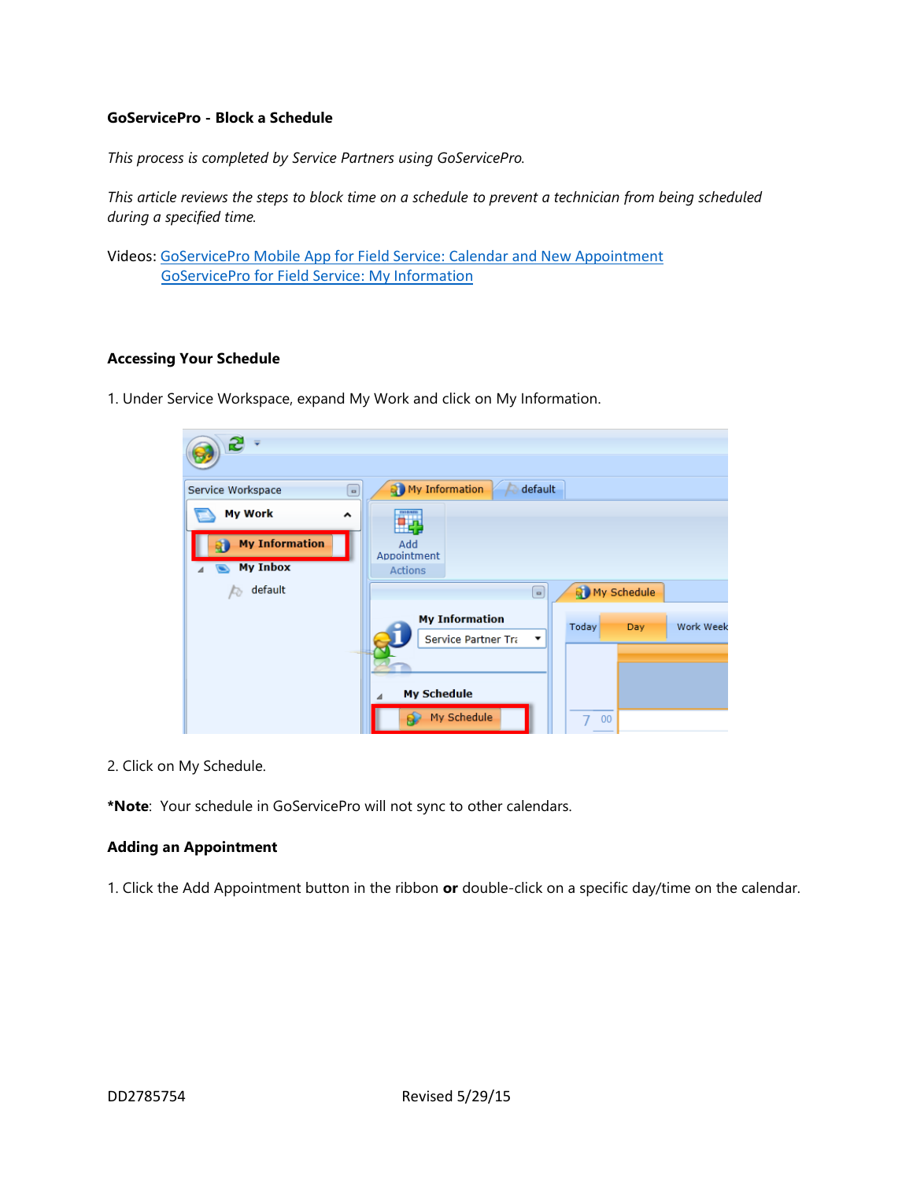**GoServicePro - Block a Schedule**

*This process is completed by Service Partners using GoServicePro.*

*This article reviews the steps to block time on a schedule to prevent a technician from being scheduled during a specified time.*

Videos: [GoServicePro Mobile App for Field Service: Calendar and New Appointment](#)
[GoServicePro for Field Service: My Information](#)

**Accessing Your Schedule**

1. Under Service Workspace, expand My Work and click on My Information.

2. Click on My Schedule.

***Note**: Your schedule in GoServicePro will not sync to other calendars.

**Adding an Appointment**

1. Click the Add Appointment button in the ribbon **or** double-click on a specific day/time on the calendar.

DD2785754 Revised 5/29/15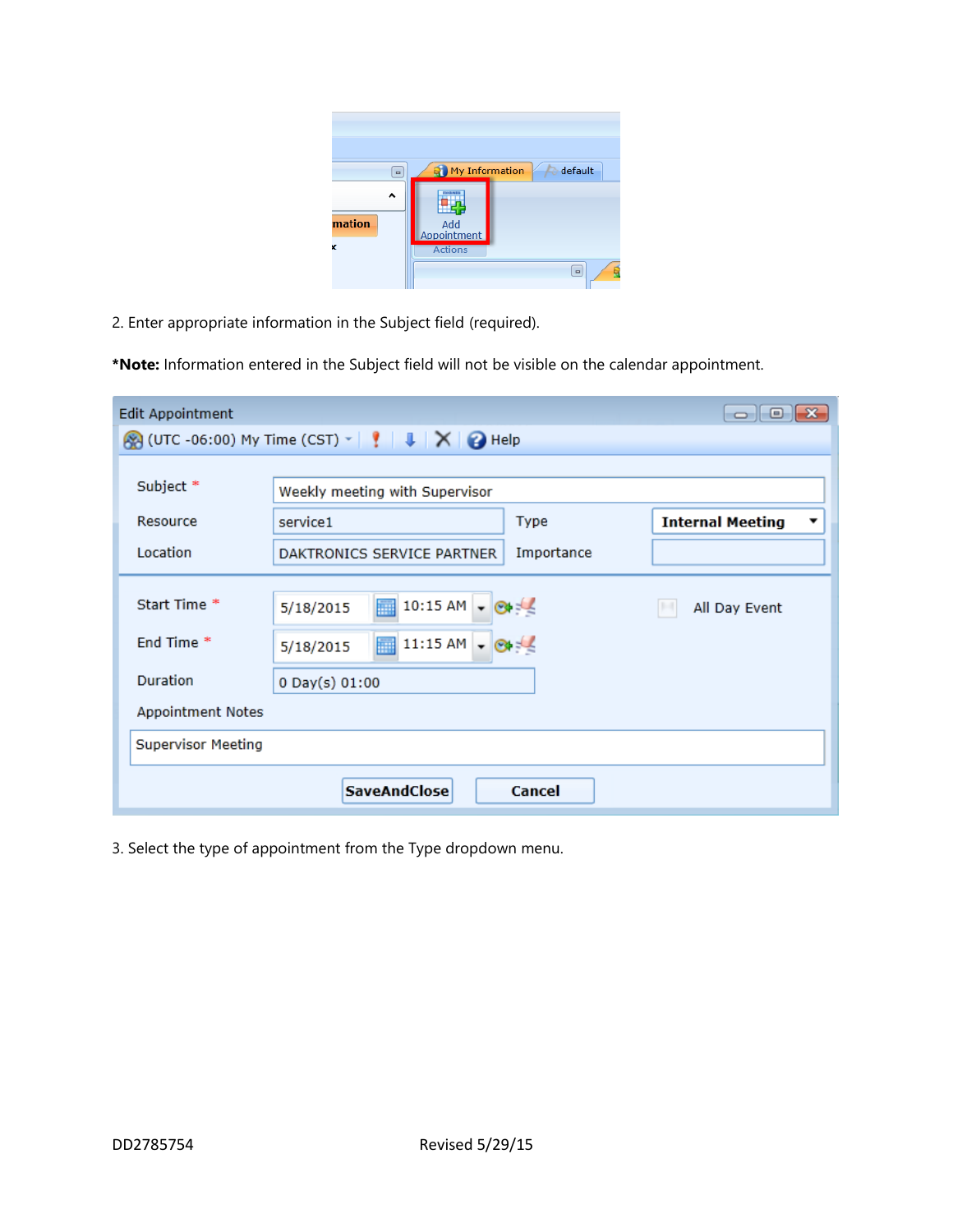2. Enter appropriate information in the Subject field (required).

***Note:** Information entered in the Subject field will not be visible on the calendar appointment.

3. Select the type of appointment from the Type dropdown menu.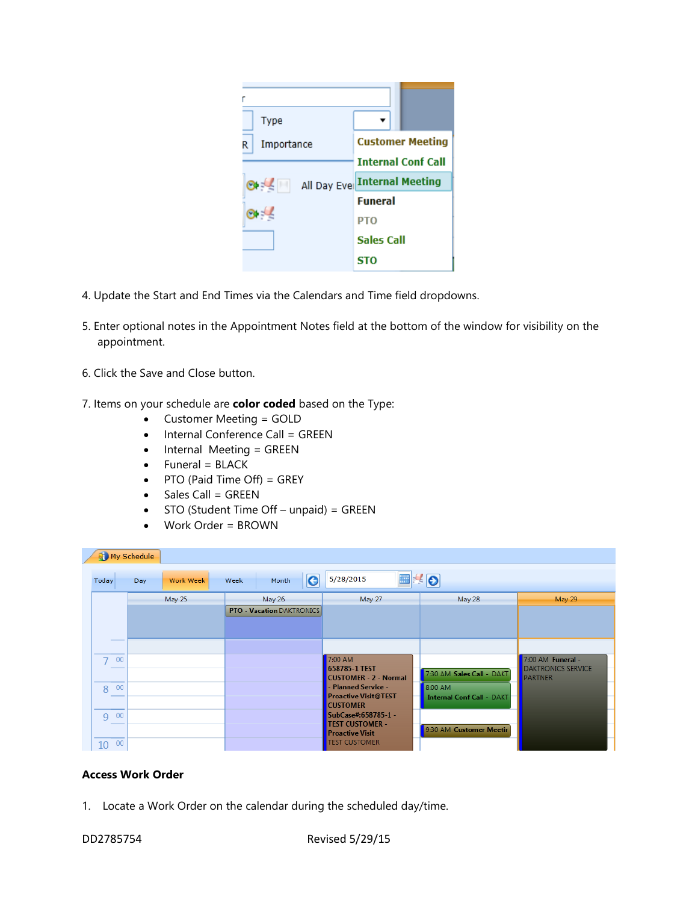4. Update the Start and End Times via the Calendars and Time field dropdowns.

5. Enter optional notes in the Appointment Notes field at the bottom of the window for visibility on the appointment.

6. Click the Save and Close button.

7. Items on your schedule are **color coded** based on the Type:

- Customer Meeting = GOLD
- Internal Conference Call = GREEN
- Internal Meeting = GREEN
- Funeral = BLACK
- PTO (Paid Time Off) = GREY
- Sales Call = GREEN
- STO (Student Time Off – unpaid) = GREEN
- Work Order = BROWN

**Access Work Order**

1. Locate a Work Order on the calendar during the scheduled day/time.

DD2785754 Revised 5/29/15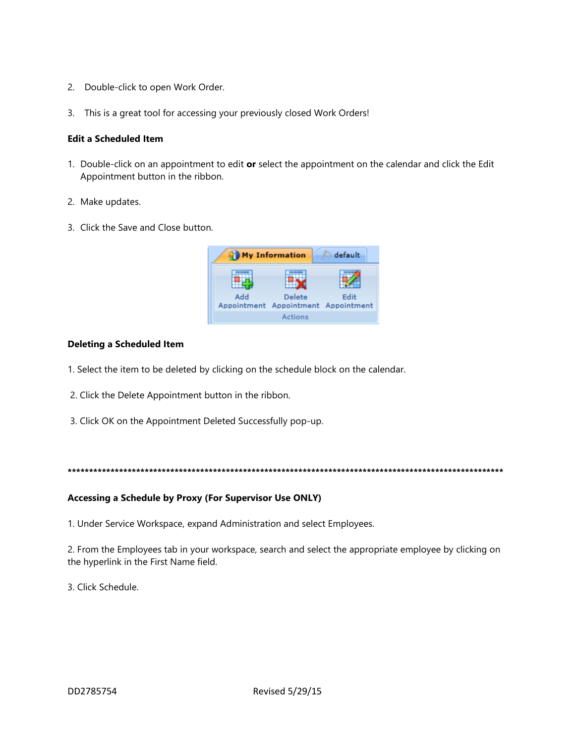2. Double-click to open Work Order.

3. This is a great tool for accessing your previously closed Work Orders!

**Edit a Scheduled Item**

1. Double-click on an appointment to edit **or** select the appointment on the calendar and click the Edit Appointment button in the ribbon.

2. Make updates.

3. Click the Save and Close button.

**Deleting a Scheduled Item**

1. Select the item to be deleted by clicking on the schedule block on the calendar.

2. Click the Delete Appointment button in the ribbon.

3. Click OK on the Appointment Deleted Successfully pop-up.

*******************************************************************************************************

**Accessing a Schedule by Proxy (For Supervisor Use ONLY)**

1. Under Service Workspace, expand Administration and select Employees.

2. From the Employees tab in your workspace, search and select the appropriate employee by clicking on the hyperlink in the First Name field.

3. Click Schedule.

DD2785754 Revised 5/29/15